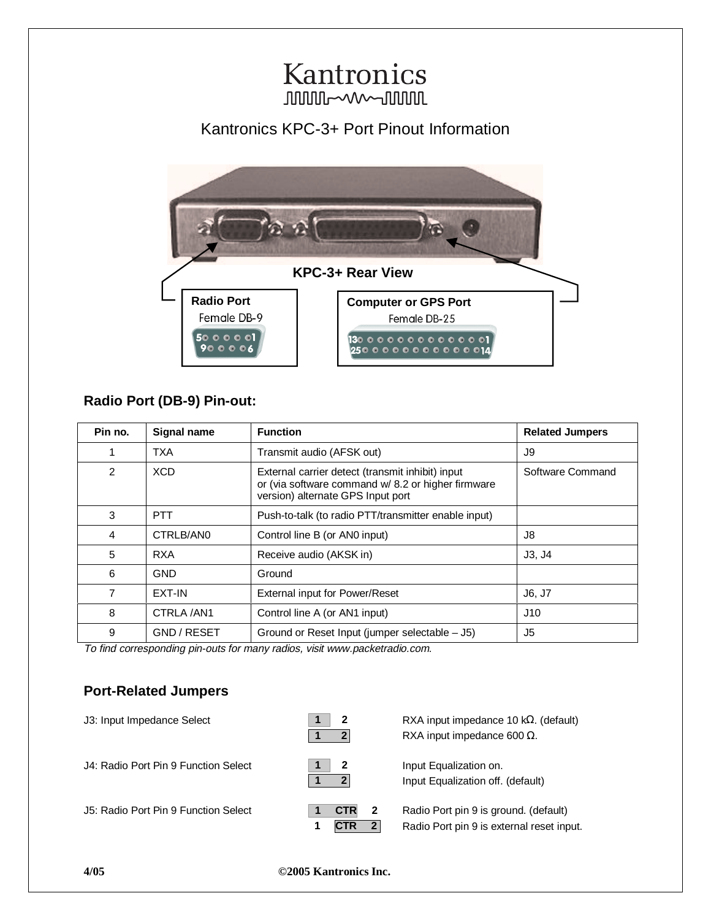# Kantronics

## Kantronics KPC-3+ Port Pinout Information

**KPC-3+ Rear View**

**Radio Port**
Female DB-9

**Computer or GPS Port**
Female DB-25

### Radio Port (DB-9) Pin-out:

| Pin no. | Signal name | Function | Related Jumpers |
|---|---|---|---|
| 1 | TXA | Transmit audio (AFSK out) | J9 |
| 2 | XCD | External carrier detect (transmit inhibit) input or (via software command w/ 8.2 or higher firmware version) alternate GPS Input port | Software Command |
| 3 | PTT | Push-to-talk (to radio PTT/transmitter enable input) | |
| 4 | CTRLB/AN0 | Control line B (or AN0 input) | J8 |
| 5 | RXA | Receive audio (AKSK in) | J3, J4 |
| 6 | GND | Ground | |
| 7 | EXT-IN | External input for Power/Reset | J6, J7 |
| 8 | CTRLA /AN1 | Control line A (or AN1 input) | J10 |
| 9 | GND / RESET | Ground or Reset Input (jumper selectable – J5) | J5 |

*To find corresponding pin-outs for many radios, visit www.packetradio.com.*

### Port-Related Jumpers

| Jumper | Setting | Description |
|---|---|---|
| J3: Input Impedance Select | [1] 2 | RXA input impedance 10 kΩ. (default) |
| | [1 2] | RXA input impedance 600 Ω. |
| J4: Radio Port Pin 9 Function Select | [1] 2 | Input Equalization on. |
| | [1 2] | Input Equalization off. (default) |
| J5: Radio Port Pin 9 Function Select | [1 CTR] 2 | Radio Port pin 9 is ground. (default) |
| | 1 [CTR 2] | Radio Port pin 9 is external reset input. |

4/05 ©2005 Kantronics Inc.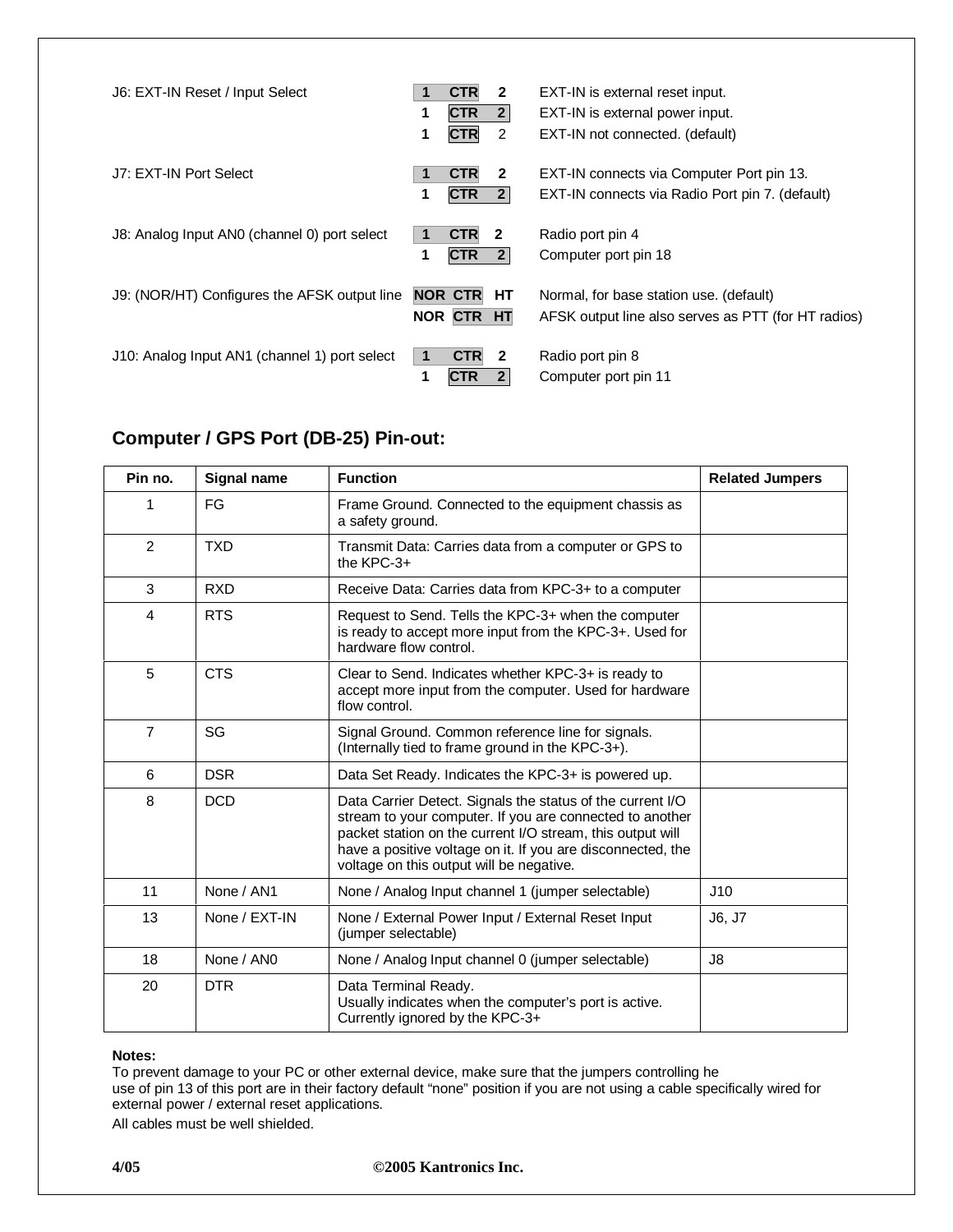| | | |
|---|---|---|
| J6: EXT-IN Reset / Input Select | 1 CTR 2 | EXT-IN is external reset input. |
| | 1 CTR 2 | EXT-IN is external power input. |
| | 1 CTR 2 | EXT-IN not connected. (default) |
| J7: EXT-IN Port Select | 1 CTR 2 | EXT-IN connects via Computer Port pin 13. |
| | 1 CTR 2 | EXT-IN connects via Radio Port pin 7. (default) |
| J8: Analog Input AN0 (channel 0) port select | 1 CTR 2 | Radio port pin 4 |
| | 1 CTR 2 | Computer port pin 18 |
| J9: (NOR/HT) Configures the AFSK output line | NOR CTR HT | Normal, for base station use. (default) |
| | NOR CTR HT | AFSK output line also serves as PTT (for HT radios) |
| J10: Analog Input AN1 (channel 1) port select | 1 CTR 2 | Radio port pin 8 |
| | 1 CTR 2 | Computer port pin 11 |

## Computer / GPS Port (DB-25) Pin-out:

| Pin no. | Signal name | Function | Related Jumpers |
|---|---|---|---|
| 1 | FG | Frame Ground. Connected to the equipment chassis as a safety ground. | |
| 2 | TXD | Transmit Data: Carries data from a computer or GPS to the KPC-3+ | |
| 3 | RXD | Receive Data: Carries data from KPC-3+ to a computer | |
| 4 | RTS | Request to Send. Tells the KPC-3+ when the computer is ready to accept more input from the KPC-3+. Used for hardware flow control. | |
| 5 | CTS | Clear to Send. Indicates whether KPC-3+ is ready to accept more input from the computer. Used for hardware flow control. | |
| 7 | SG | Signal Ground. Common reference line for signals. (Internally tied to frame ground in the KPC-3+). | |
| 6 | DSR | Data Set Ready. Indicates the KPC-3+ is powered up. | |
| 8 | DCD | Data Carrier Detect. Signals the status of the current I/O stream to your computer. If you are connected to another packet station on the current I/O stream, this output will have a positive voltage on it. If you are disconnected, the voltage on this output will be negative. | |
| 11 | None / AN1 | None / Analog Input channel 1 (jumper selectable) | J10 |
| 13 | None / EXT-IN | None / External Power Input / External Reset Input (jumper selectable) | J6, J7 |
| 18 | None / AN0 | None / Analog Input channel 0 (jumper selectable) | J8 |
| 20 | DTR | Data Terminal Ready. Usually indicates when the computer's port is active. Currently ignored by the KPC-3+ | |

**Notes:**
To prevent damage to your PC or other external device, make sure that the jumpers controlling he use of pin 13 of this port are in their factory default "none" position if you are not using a cable specifically wired for external power / external reset applications.

All cables must be well shielded.

4/05 ©2005 Kantronics Inc.